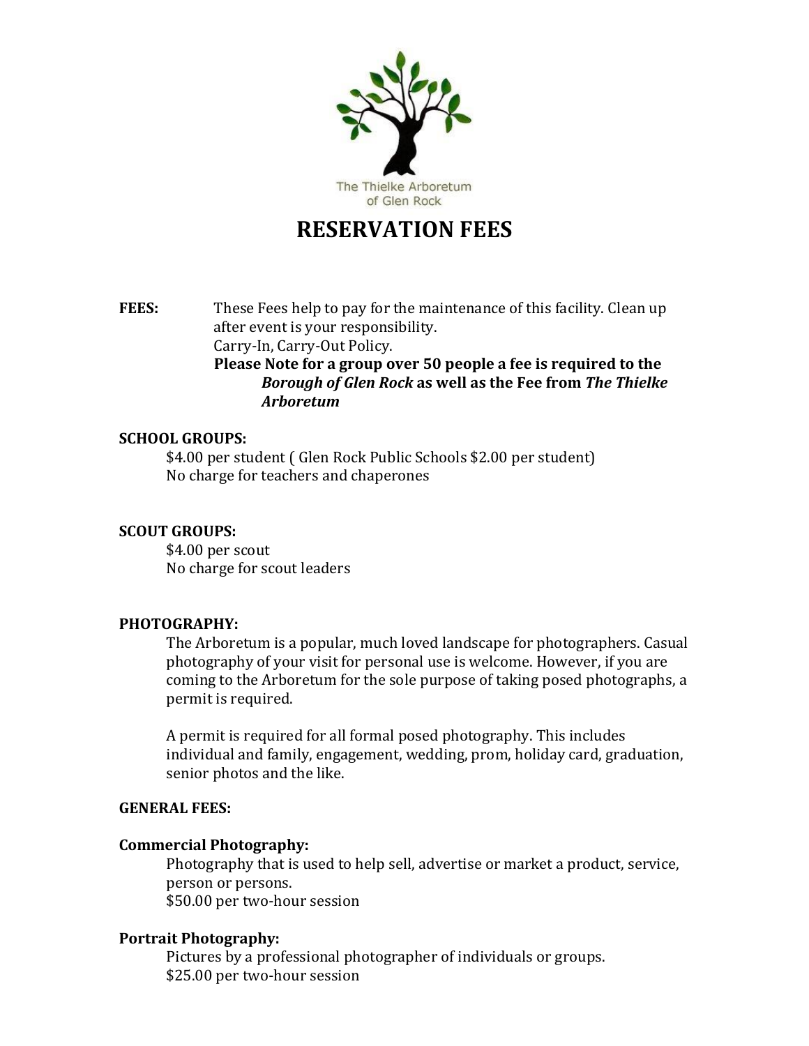The Thielke Arboretum of Glen Rock

# RESERVATION FEES

**FEES:** These Fees help to pay for the maintenance of this facility. Clean up after event is your responsibility.
Carry-In, Carry-Out Policy.
**Please Note for a group over 50 people a fee is required to the *Borough of Glen Rock* as well as the Fee from *The Thielke Arboretum***

**SCHOOL GROUPS:**

$4.00 per student ( Glen Rock Public Schools $2.00 per student)
No charge for teachers and chaperones

**SCOUT GROUPS:**

$4.00 per scout
No charge for scout leaders

**PHOTOGRAPHY:**

The Arboretum is a popular, much loved landscape for photographers. Casual photography of your visit for personal use is welcome. However, if you are coming to the Arboretum for the sole purpose of taking posed photographs, a permit is required.

A permit is required for all formal posed photography. This includes individual and family, engagement, wedding, prom, holiday card, graduation, senior photos and the like.

**GENERAL FEES:**

**Commercial Photography:**

Photography that is used to help sell, advertise or market a product, service, person or persons.
$50.00 per two-hour session

**Portrait Photography:**

Pictures by a professional photographer of individuals or groups.
$25.00 per two-hour session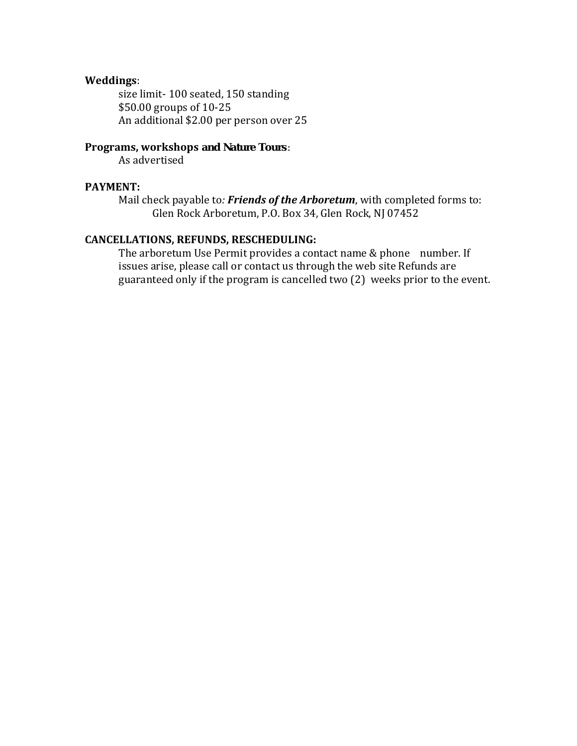**Weddings**:

size limit- 100 seated, 150 standing
$50.00 groups of 10-25
An additional $2.00 per person over 25

**Programs, workshops and Nature Tours**:

As advertised

**PAYMENT:**

Mail check payable to*: **Friends of the Arboretum***, with completed forms to:
Glen Rock Arboretum, P.O. Box 34, Glen Rock, NJ 07452

**CANCELLATIONS, REFUNDS, RESCHEDULING:**

The arboretum Use Permit provides a contact name & phone number. If issues arise, please call or contact us through the web site Refunds are guaranteed only if the program is cancelled two (2) weeks prior to the event.